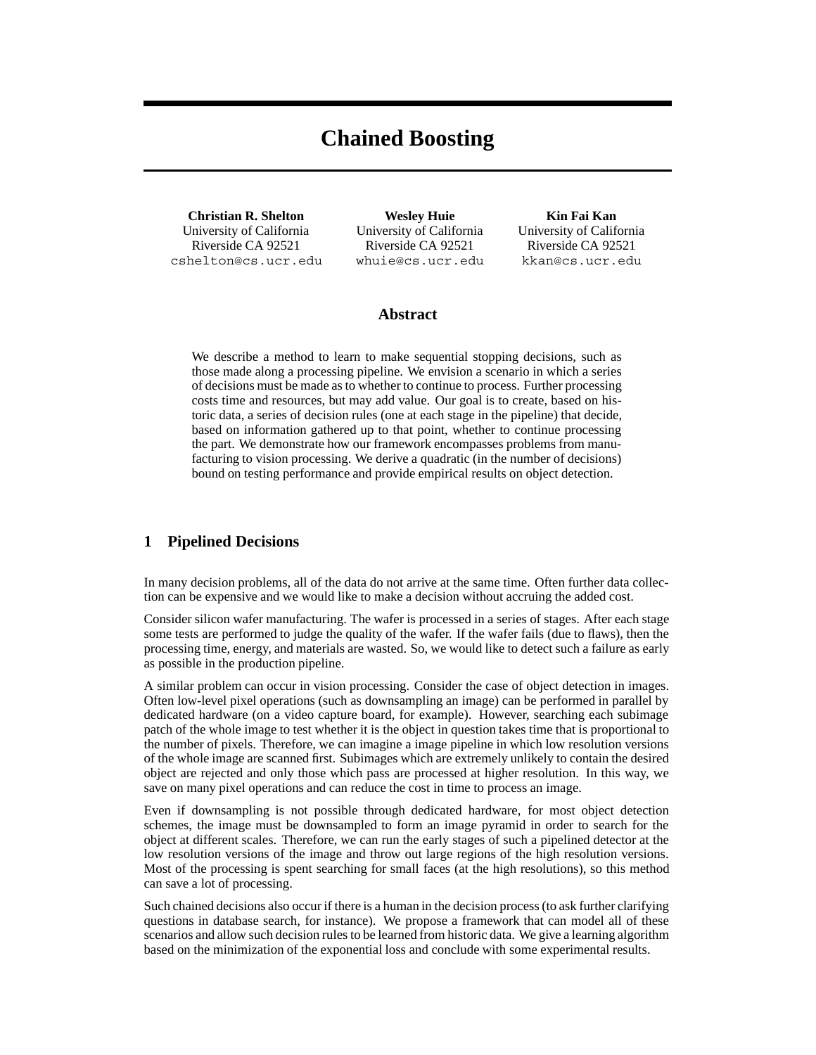# Chained Boosting

**Christian R. Shelton**
University of California
Riverside CA 92521
cshelton@cs.ucr.edu

**Wesley Huie**
University of California
Riverside CA 92521
whuie@cs.ucr.edu

**Kin Fai Kan**
University of California
Riverside CA 92521
kkan@cs.ucr.edu

## Abstract

We describe a method to learn to make sequential stopping decisions, such as those made along a processing pipeline. We envision a scenario in which a series of decisions must be made as to whether to continue to process. Further processing costs time and resources, but may add value. Our goal is to create, based on historic data, a series of decision rules (one at each stage in the pipeline) that decide, based on information gathered up to that point, whether to continue processing the part. We demonstrate how our framework encompasses problems from manufacturing to vision processing. We derive a quadratic (in the number of decisions) bound on testing performance and provide empirical results on object detection.

## 1 Pipelined Decisions

In many decision problems, all of the data do not arrive at the same time. Often further data collection can be expensive and we would like to make a decision without accruing the added cost.

Consider silicon wafer manufacturing. The wafer is processed in a series of stages. After each stage some tests are performed to judge the quality of the wafer. If the wafer fails (due to flaws), then the processing time, energy, and materials are wasted. So, we would like to detect such a failure as early as possible in the production pipeline.

A similar problem can occur in vision processing. Consider the case of object detection in images. Often low-level pixel operations (such as downsampling an image) can be performed in parallel by dedicated hardware (on a video capture board, for example). However, searching each subimage patch of the whole image to test whether it is the object in question takes time that is proportional to the number of pixels. Therefore, we can imagine a image pipeline in which low resolution versions of the whole image are scanned first. Subimages which are extremely unlikely to contain the desired object are rejected and only those which pass are processed at higher resolution. In this way, we save on many pixel operations and can reduce the cost in time to process an image.

Even if downsampling is not possible through dedicated hardware, for most object detection schemes, the image must be downsampled to form an image pyramid in order to search for the object at different scales. Therefore, we can run the early stages of such a pipelined detector at the low resolution versions of the image and throw out large regions of the high resolution versions. Most of the processing is spent searching for small faces (at the high resolutions), so this method can save a lot of processing.

Such chained decisions also occur if there is a human in the decision process (to ask further clarifying questions in database search, for instance). We propose a framework that can model all of these scenarios and allow such decision rules to be learned from historic data. We give a learning algorithm based on the minimization of the exponential loss and conclude with some experimental results.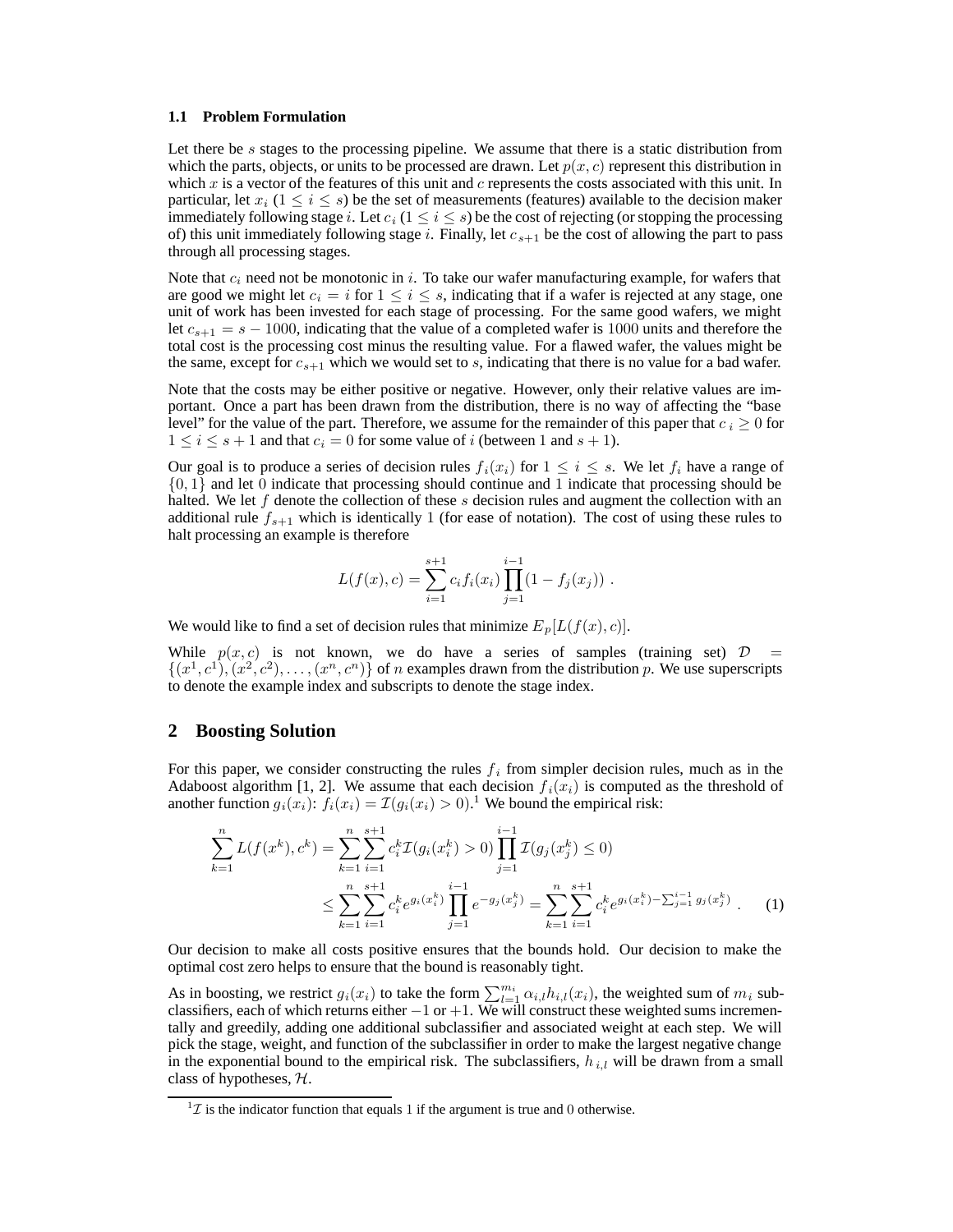### 1.1 Problem Formulation

Let there be $s$ stages to the processing pipeline. We assume that there is a static distribution from which the parts, objects, or units to be processed are drawn. Let $p(x, c)$ represent this distribution in which $x$ is a vector of the features of this unit and $c$ represents the costs associated with this unit. In particular, let $x_i$ ($1 \le i \le s$) be the set of measurements (features) available to the decision maker immediately following stage $i$. Let $c_i$ ($1 \le i \le s$) be the cost of rejecting (or stopping the processing of) this unit immediately following stage $i$. Finally, let $c_{s+1}$ be the cost of allowing the part to pass through all processing stages.

Note that $c_i$ need not be monotonic in $i$. To take our wafer manufacturing example, for wafers that are good we might let $c_i = i$ for $1 \le i \le s$, indicating that if a wafer is rejected at any stage, one unit of work has been invested for each stage of processing. For the same good wafers, we might let $c_{s+1} = s - 1000$, indicating that the value of a completed wafer is $1000$ units and therefore the total cost is the processing cost minus the resulting value. For a flawed wafer, the values might be the same, except for $c_{s+1}$ which we would set to $s$, indicating that there is no value for a bad wafer.

Note that the costs may be either positive or negative. However, only their relative values are important. Once a part has been drawn from the distribution, there is no way of affecting the "base level" for the value of the part. Therefore, we assume for the remainder of this paper that $c_i \ge 0$ for $1 \le i \le s+1$ and that $c_i = 0$ for some value of $i$ (between $1$ and $s+1$).

Our goal is to produce a series of decision rules $f_i(x_i)$ for $1 \le i \le s$. We let $f_i$ have a range of $\{0, 1\}$ and let $0$ indicate that processing should continue and $1$ indicate that processing should be halted. We let $f$ denote the collection of these $s$ decision rules and augment the collection with an additional rule $f_{s+1}$ which is identically $1$ (for ease of notation). The cost of using these rules to halt processing an example is therefore

$$L(f(x), c) = \sum_{i=1}^{s+1} c_i f_i(x_i) \prod_{j=1}^{i-1} (1 - f_j(x_j)) \ .$$

We would like to find a set of decision rules that minimize $E_p[L(f(x), c)]$.

While $p(x, c)$ is not known, we do have a series of samples (training set) $\mathcal{D} = \{(x^1, c^1), (x^2, c^2), \ldots, (x^n, c^n)\}$ of $n$ examples drawn from the distribution $p$. We use superscripts to denote the example index and subscripts to denote the stage index.

## 2 Boosting Solution

For this paper, we consider constructing the rules $f_i$ from simpler decision rules, much as in the Adaboost algorithm [1, 2]. We assume that each decision $f_i(x_i)$ is computed as the threshold of another function $g_i(x_i)$: $f_i(x_i) = \mathcal{I}(g_i(x_i) > 0)$.[1] We bound the empirical risk:

$$\begin{aligned}
\sum_{k=1}^{n} L(f(x^k), c^k) &= \sum_{k=1}^{n} \sum_{i=1}^{s+1} c_i^k \mathcal{I}(g_i(x_i^k) > 0) \prod_{j=1}^{i-1} \mathcal{I}(g_j(x_j^k) \le 0) \\
&\le \sum_{k=1}^{n} \sum_{i=1}^{s+1} c_i^k e^{g_i(x_i^k)} \prod_{j=1}^{i-1} e^{-g_j(x_j^k)} = \sum_{k=1}^{n} \sum_{i=1}^{s+1} c_i^k e^{g_i(x_i^k) - \sum_{j=1}^{i-1} g_j(x_j^k)} \ . \qquad (1)
\end{aligned}$$

Our decision to make all costs positive ensures that the bounds hold. Our decision to make the optimal cost zero helps to ensure that the bound is reasonably tight.

As in boosting, we restrict $g_i(x_i)$ to take the form $\sum_{l=1}^{m_i} \alpha_{i,l} h_{i,l}(x_i)$, the weighted sum of $m_i$ subclassifiers, each of which returns either $-1$ or $+1$. We will construct these weighted sums incrementally and greedily, adding one additional subclassifier and associated weight at each step. We will pick the stage, weight, and function of the subclassifier in order to make the largest negative change in the exponential bound to the empirical risk. The subclassifiers, $h_{i,l}$ will be drawn from a small class of hypotheses, $\mathcal{H}$.

[1] $\mathcal{I}$ is the indicator function that equals 1 if the argument is true and 0 otherwise.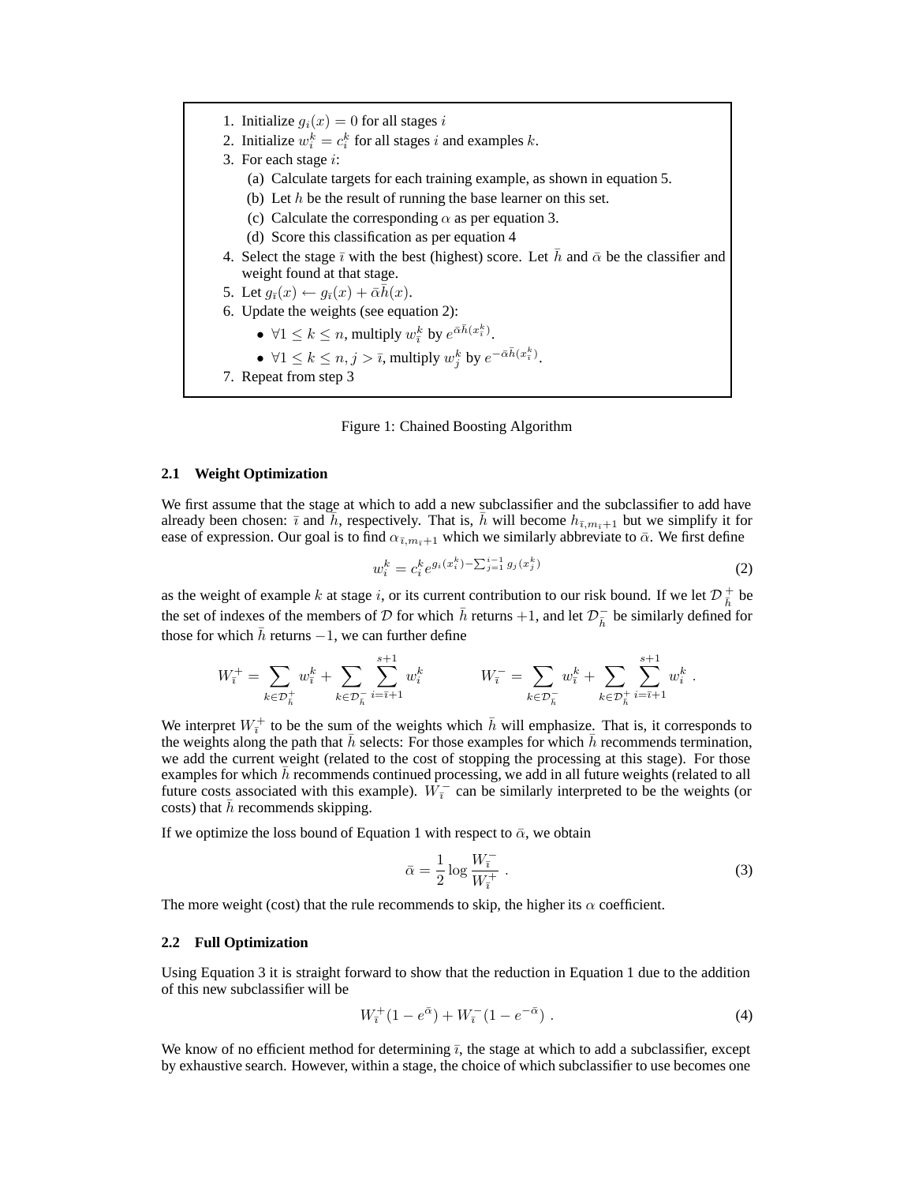1. Initialize $g_i(x) = 0$ for all stages $i$
2. Initialize $w_i^k = c_i^k$ for all stages $i$ and examples $k$.
3. For each stage $i$:
   (a) Calculate targets for each training example, as shown in equation 5.
   (b) Let $h$ be the result of running the base learner on this set.
   (c) Calculate the corresponding $\alpha$ as per equation 3.
   (d) Score this classification as per equation 4
4. Select the stage $\bar{\imath}$ with the best (highest) score. Let $\bar{h}$ and $\bar{\alpha}$ be the classifier and weight found at that stage.
5. Let $g_{\bar{\imath}}(x) \leftarrow g_{\bar{\imath}}(x) + \bar{\alpha}\bar{h}(x)$.
6. Update the weights (see equation 2):
   - $\forall 1 \leq k \leq n$, multiply $w_{\bar{\imath}}^k$ by $e^{\bar{\alpha}\bar{h}(x_{\bar{\imath}}^k)}$.
   - $\forall 1 \leq k \leq n, j > \bar{\imath}$, multiply $w_j^k$ by $e^{-\bar{\alpha}\bar{h}(x_{\bar{\imath}}^k)}$.
7. Repeat from step 3

Figure 1: Chained Boosting Algorithm

### 2.1 Weight Optimization

We first assume that the stage at which to add a new subclassifier and the subclassifier to add have already been chosen: $\bar{\imath}$ and $\bar{h}$, respectively. That is, $\bar{h}$ will become $h_{\bar{\imath},m_{\bar{\imath}}+1}$ but we simplify it for ease of expression. Our goal is to find $\alpha_{\bar{\imath},m_{\bar{\imath}}+1}$ which we similarly abbreviate to $\bar{\alpha}$. We first define

$$w_i^k = c_i^k e^{g_i(x_i^k) - \sum_{j=1}^{i-1} g_j(x_j^k)} \tag{2}$$

as the weight of example $k$ at stage $i$, or its current contribution to our risk bound. If we let $\mathcal{D}_{\bar{h}}^+$ be the set of indexes of the members of $\mathcal{D}$ for which $\bar{h}$ returns $+1$, and let $\mathcal{D}_{\bar{h}}^-$ be similarly defined for those for which $\bar{h}$ returns $-1$, we can further define

$$W_{\bar{\imath}}^+ = \sum_{k \in \mathcal{D}_{\bar{h}}^+} w_{\bar{\imath}}^k + \sum_{k \in \mathcal{D}_{\bar{h}}^-} \sum_{i=\bar{\imath}+1}^{s+1} w_i^k \qquad\qquad W_{\bar{\imath}}^- = \sum_{k \in \mathcal{D}_{\bar{h}}^-} w_{\bar{\imath}}^k + \sum_{k \in \mathcal{D}_{\bar{h}}^+} \sum_{i=\bar{\imath}+1}^{s+1} w_i^k \ .$$

We interpret $W_{\bar{\imath}}^+$ to be the sum of the weights which $\bar{h}$ will emphasize. That is, it corresponds to the weights along the path that $\bar{h}$ selects: For those examples for which $\bar{h}$ recommends termination, we add the current weight (related to the cost of stopping the processing at this stage). For those examples for which $\bar{h}$ recommends continued processing, we add in all future weights (related to all future costs associated with this example). $W_{\bar{\imath}}^-$ can be similarly interpreted to be the weights (or costs) that $\bar{h}$ recommends skipping.

If we optimize the loss bound of Equation 1 with respect to $\bar{\alpha}$, we obtain

$$\bar{\alpha} = \frac{1}{2} \log \frac{W_{\bar{\imath}}^-}{W_{\bar{\imath}}^+} \ . \tag{3}$$

The more weight (cost) that the rule recommends to skip, the higher its $\alpha$ coefficient.

### 2.2 Full Optimization

Using Equation 3 it is straight forward to show that the reduction in Equation 1 due to the addition of this new subclassifier will be

$$W_{\bar{\imath}}^+(1 - e^{\bar{\alpha}}) + W_{\bar{\imath}}^-(1 - e^{-\bar{\alpha}}) \ . \tag{4}$$

We know of no efficient method for determining $\bar{\imath}$, the stage at which to add a subclassifier, except by exhaustive search. However, within a stage, the choice of which subclassifier to use becomes one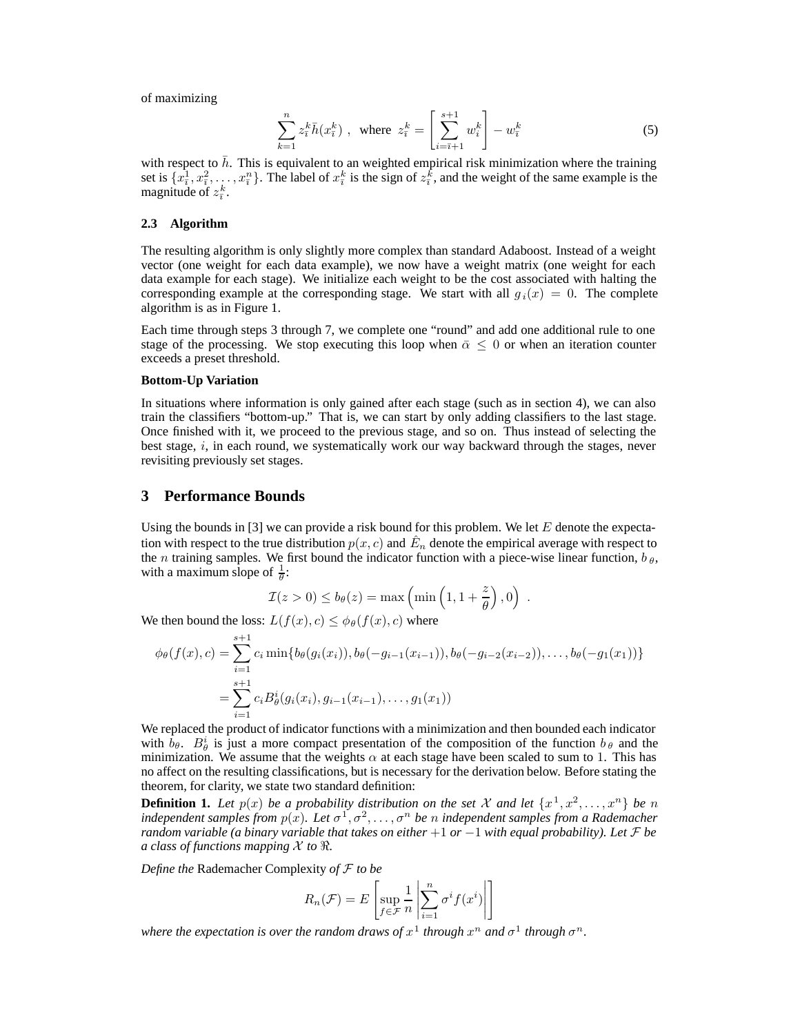of maximizing

$$\sum_{k=1}^{n} z_{\bar{i}}^{k} \bar{h}(x_{\bar{i}}^{k}) \ , \quad \text{where} \ \ z_{\bar{i}}^{k} = \left[ \sum_{i=\bar{i}+1}^{s+1} w_{i}^{k} \right] - w_{\bar{i}}^{k} \tag{5}$$

with respect to $\bar{h}$. This is equivalent to an weighted empirical risk minimization where the training set is $\{x_{\bar{i}}^{1}, x_{\bar{i}}^{2}, \ldots, x_{\bar{i}}^{n}\}$. The label of $x_{\bar{i}}^{k}$ is the sign of $z_{\bar{i}}^{k}$, and the weight of the same example is the magnitude of $z_{\bar{i}}^{k}$.

### 2.3 Algorithm

The resulting algorithm is only slightly more complex than standard Adaboost. Instead of a weight vector (one weight for each data example), we now have a weight matrix (one weight for each data example for each stage). We initialize each weight to be the cost associated with halting the corresponding example at the corresponding stage. We start with all $g_i(x) = 0$. The complete algorithm is as in Figure 1.

Each time through steps 3 through 7, we complete one "round" and add one additional rule to one stage of the processing. We stop executing this loop when $\bar{\alpha} \leq 0$ or when an iteration counter exceeds a preset threshold.

**Bottom-Up Variation**

In situations where information is only gained after each stage (such as in section 4), we can also train the classifiers "bottom-up." That is, we can start by only adding classifiers to the last stage. Once finished with it, we proceed to the previous stage, and so on. Thus instead of selecting the best stage, $i$, in each round, we systematically work our way backward through the stages, never revisiting previously set stages.

## 3 Performance Bounds

Using the bounds in [3] we can provide a risk bound for this problem. We let $E$ denote the expectation with respect to the true distribution $p(x, c)$ and $\hat{E}_n$ denote the empirical average with respect to the $n$ training samples. We first bound the indicator function with a piece-wise linear function, $b_\theta$, with a maximum slope of $\frac{1}{\theta}$:

$$\mathcal{I}(z > 0) \leq b_\theta(z) = \max\left(\min\left(1, 1 + \frac{z}{\theta}\right), 0\right) \ .$$

We then bound the loss: $L(f(x), c) \leq \phi_\theta(f(x), c)$ where

$$\begin{aligned}
\phi_\theta(f(x), c) &= \sum_{i=1}^{s+1} c_i \min\{b_\theta(g_i(x_i)), b_\theta(-g_{i-1}(x_{i-1})), b_\theta(-g_{i-2}(x_{i-2})), \ldots, b_\theta(-g_1(x_1))\} \\
&= \sum_{i=1}^{s+1} c_i B_\theta^i(g_i(x_i), g_{i-1}(x_{i-1}), \ldots, g_1(x_1))
\end{aligned}$$

We replaced the product of indicator functions with a minimization and then bounded each indicator with $b_\theta$. $B_\theta^i$ is just a more compact presentation of the composition of the function $b_\theta$ and the minimization. We assume that the weights $\alpha$ at each stage have been scaled to sum to 1. This has no affect on the resulting classifications, but is necessary for the derivation below. Before stating the theorem, for clarity, we state two standard definition:

**Definition 1.** *Let $p(x)$ be a probability distribution on the set $\mathcal{X}$ and let $\{x^1, x^2, \ldots, x^n\}$ be $n$ independent samples from $p(x)$. Let $\sigma^1, \sigma^2, \ldots, \sigma^n$ be $n$ independent samples from a Rademacher random variable (a binary variable that takes on either $+1$ or $-1$ with equal probability). Let $\mathcal{F}$ be a class of functions mapping $\mathcal{X}$ to $\Re$.*

*Define the* Rademacher Complexity *of $\mathcal{F}$ to be*

$$R_n(\mathcal{F}) = E\left[\sup_{f \in \mathcal{F}} \frac{1}{n} \left| \sum_{i=1}^{n} \sigma^i f(x^i) \right| \right]$$

*where the expectation is over the random draws of $x^1$ through $x^n$ and $\sigma^1$ through $\sigma^n$.*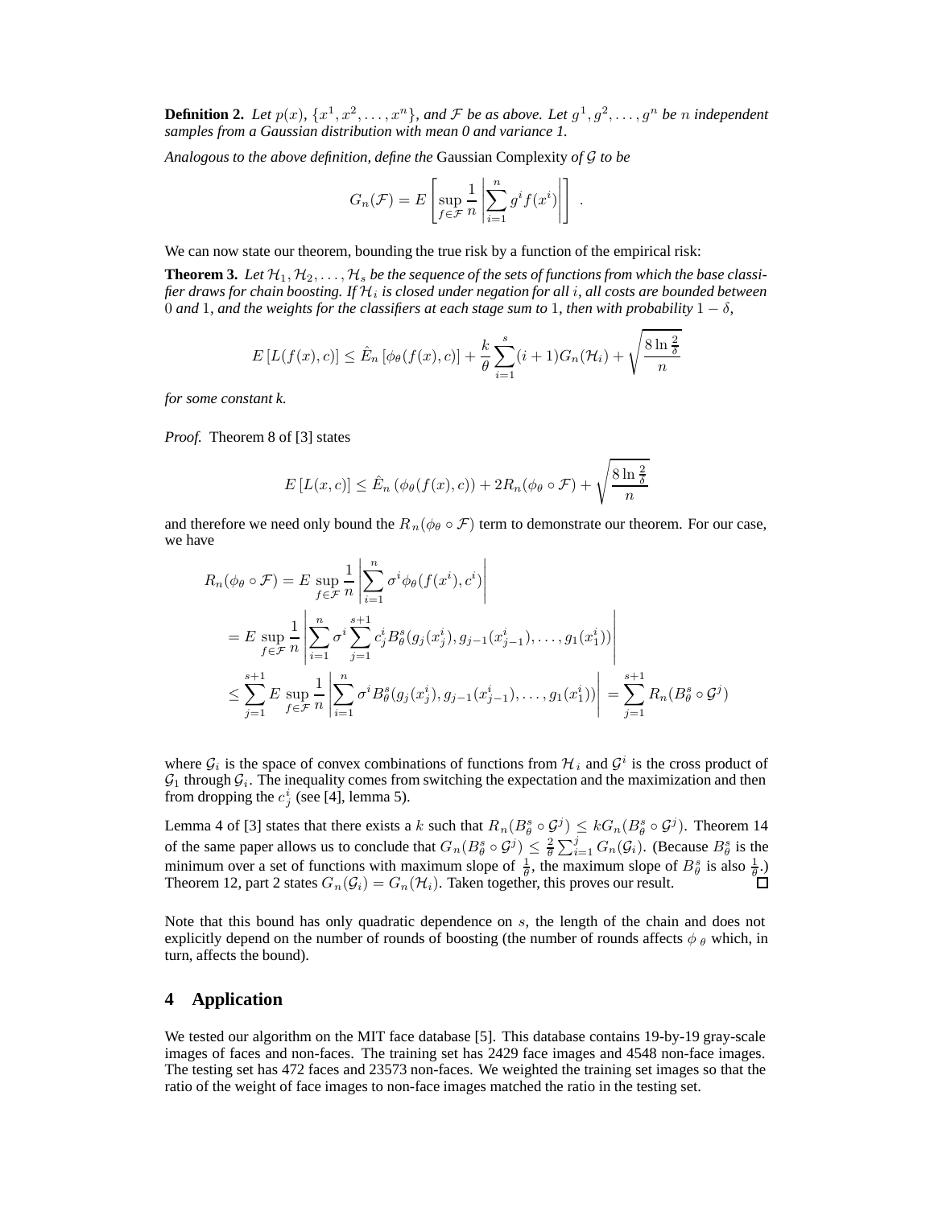**Definition 2.** *Let $p(x)$, $\{x^1, x^2, \ldots, x^n\}$, and $\mathcal{F}$ be as above. Let $g^1, g^2, \ldots, g^n$ be $n$ independent samples from a Gaussian distribution with mean 0 and variance 1.*

*Analogous to the above definition, define the* Gaussian Complexity *of $\mathcal{G}$ to be*

$$G_n(\mathcal{F}) = E\left[\sup_{f \in \mathcal{F}} \frac{1}{n} \left| \sum_{i=1}^{n} g^i f(x^i) \right| \right] .$$

We can now state our theorem, bounding the true risk by a function of the empirical risk:

**Theorem 3.** *Let $\mathcal{H}_1, \mathcal{H}_2, \ldots, \mathcal{H}_s$ be the sequence of the sets of functions from which the base classifier draws for chain boosting. If $\mathcal{H}_i$ is closed under negation for all $i$, all costs are bounded between 0 and 1, and the weights for the classifiers at each stage sum to 1, then with probability $1 - \delta$,*

$$E\left[L(f(x), c)\right] \leq \hat{E}_n\left[\phi_\theta(f(x), c)\right] + \frac{k}{\theta} \sum_{i=1}^{s} (i+1) G_n(\mathcal{H}_i) + \sqrt{\frac{8 \ln \frac{2}{\delta}}{n}}$$

*for some constant k.*

*Proof.* Theorem 8 of [3] states

$$E\left[L(x, c)\right] \leq \hat{E}_n\left(\phi_\theta(f(x), c)\right) + 2R_n(\phi_\theta \circ \mathcal{F}) + \sqrt{\frac{8 \ln \frac{2}{\delta}}{n}}$$

and therefore we need only bound the $R_n(\phi_\theta \circ \mathcal{F})$ term to demonstrate our theorem. For our case, we have

$$\begin{aligned}
R_n(\phi_\theta \circ \mathcal{F}) &= E \sup_{f \in \mathcal{F}} \frac{1}{n} \left| \sum_{i=1}^{n} \sigma^i \phi_\theta(f(x^i), c^i) \right| \\
&= E \sup_{f \in \mathcal{F}} \frac{1}{n} \left| \sum_{i=1}^{n} \sigma^i \sum_{j=1}^{s+1} c_j^i B_\theta^s(g_j(x_j^i), g_{j-1}(x_{j-1}^i), \ldots, g_1(x_1^i)) \right| \\
&\leq \sum_{j=1}^{s+1} E \sup_{f \in \mathcal{F}} \frac{1}{n} \left| \sum_{i=1}^{n} \sigma^i B_\theta^s(g_j(x_j^i), g_{j-1}(x_{j-1}^i), \ldots, g_1(x_1^i)) \right| = \sum_{j=1}^{s+1} R_n(B_\theta^s \circ \mathcal{G}^j)
\end{aligned}$$

where $\mathcal{G}_i$ is the space of convex combinations of functions from $\mathcal{H}_i$ and $\mathcal{G}^i$ is the cross product of $\mathcal{G}_1$ through $\mathcal{G}_i$. The inequality comes from switching the expectation and the maximization and then from dropping the $c_j^i$ (see [4], lemma 5).

Lemma 4 of [3] states that there exists a $k$ such that $R_n(B_\theta^s \circ \mathcal{G}^j) \leq kG_n(B_\theta^s \circ \mathcal{G}^j)$. Theorem 14 of the same paper allows us to conclude that $G_n(B_\theta^s \circ \mathcal{G}^j) \leq \frac{2}{\theta} \sum_{i=1}^{j} G_n(\mathcal{G}_i)$. (Because $B_\theta^s$ is the minimum over a set of functions with maximum slope of $\frac{1}{\theta}$, the maximum slope of $B_\theta^s$ is also $\frac{1}{\theta}$.) Theorem 12, part 2 states $G_n(\mathcal{G}_i) = G_n(\mathcal{H}_i)$. Taken together, this proves our result. □

Note that this bound has only quadratic dependence on $s$, the length of the chain and does not explicitly depend on the number of rounds of boosting (the number of rounds affects $\phi_\theta$ which, in turn, affects the bound).

## 4 Application

We tested our algorithm on the MIT face database [5]. This database contains 19-by-19 gray-scale images of faces and non-faces. The training set has 2429 face images and 4548 non-face images. The testing set has 472 faces and 23573 non-faces. We weighted the training set images so that the ratio of the weight of face images to non-face images matched the ratio in the testing set.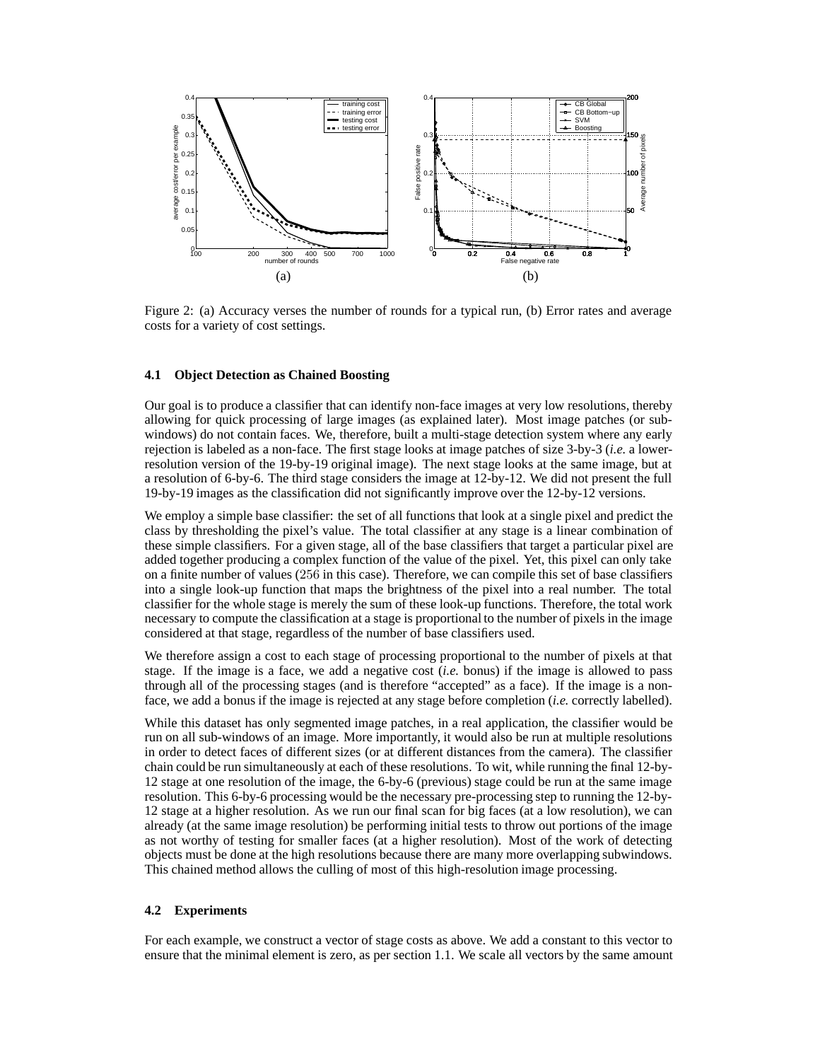Figure 2: (a) Accuracy verses the number of rounds for a typical run, (b) Error rates and average costs for a variety of cost settings.

### 4.1 Object Detection as Chained Boosting

Our goal is to produce a classifier that can identify non-face images at very low resolutions, thereby allowing for quick processing of large images (as explained later). Most image patches (or sub-windows) do not contain faces. We, therefore, built a multi-stage detection system where any early rejection is labeled as a non-face. The first stage looks at image patches of size 3-by-3 (*i.e.* a lower-resolution version of the 19-by-19 original image). The next stage looks at the same image, but at a resolution of 6-by-6. The third stage considers the image at 12-by-12. We did not present the full 19-by-19 images as the classification did not significantly improve over the 12-by-12 versions.

We employ a simple base classifier: the set of all functions that look at a single pixel and predict the class by thresholding the pixel's value. The total classifier at any stage is a linear combination of these simple classifiers. For a given stage, all of the base classifiers that target a particular pixel are added together producing a complex function of the value of the pixel. Yet, this pixel can only take on a finite number of values ($256$ in this case). Therefore, we can compile this set of base classifiers into a single look-up function that maps the brightness of the pixel into a real number. The total classifier for the whole stage is merely the sum of these look-up functions. Therefore, the total work necessary to compute the classification at a stage is proportional to the number of pixels in the image considered at that stage, regardless of the number of base classifiers used.

We therefore assign a cost to each stage of processing proportional to the number of pixels at that stage. If the image is a face, we add a negative cost (*i.e.* bonus) if the image is allowed to pass through all of the processing stages (and is therefore "accepted" as a face). If the image is a non-face, we add a bonus if the image is rejected at any stage before completion (*i.e.* correctly labelled).

While this dataset has only segmented image patches, in a real application, the classifier would be run on all sub-windows of an image. More importantly, it would also be run at multiple resolutions in order to detect faces of different sizes (or at different distances from the camera). The classifier chain could be run simultaneously at each of these resolutions. To wit, while running the final 12-by-12 stage at one resolution of the image, the 6-by-6 (previous) stage could be run at the same image resolution. This 6-by-6 processing would be the necessary pre-processing step to running the 12-by-12 stage at a higher resolution. As we run our final scan for big faces (at a low resolution), we can already (at the same image resolution) be performing initial tests to throw out portions of the image as not worthy of testing for smaller faces (at a higher resolution). Most of the work of detecting objects must be done at the high resolutions because there are many more overlapping subwindows. This chained method allows the culling of most of this high-resolution image processing.

### 4.2 Experiments

For each example, we construct a vector of stage costs as above. We add a constant to this vector to ensure that the minimal element is zero, as per section 1.1. We scale all vectors by the same amount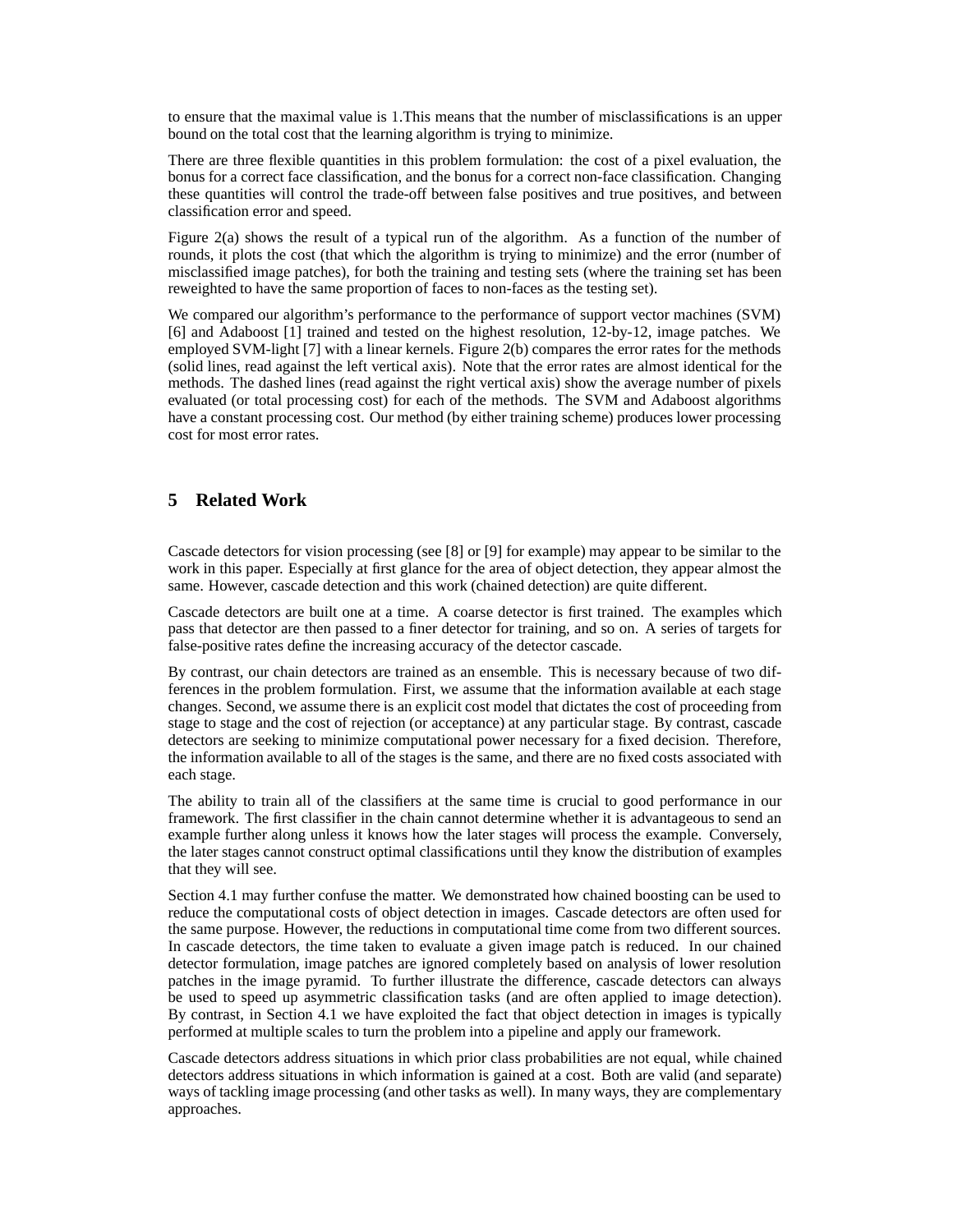to ensure that the maximal value is 1.This means that the number of misclassifications is an upper bound on the total cost that the learning algorithm is trying to minimize.

There are three flexible quantities in this problem formulation: the cost of a pixel evaluation, the bonus for a correct face classification, and the bonus for a correct non-face classification. Changing these quantities will control the trade-off between false positives and true positives, and between classification error and speed.

Figure 2(a) shows the result of a typical run of the algorithm. As a function of the number of rounds, it plots the cost (that which the algorithm is trying to minimize) and the error (number of misclassified image patches), for both the training and testing sets (where the training set has been reweighted to have the same proportion of faces to non-faces as the testing set).

We compared our algorithm's performance to the performance of support vector machines (SVM) [6] and Adaboost [1] trained and tested on the highest resolution, 12-by-12, image patches. We employed SVM-light [7] with a linear kernels. Figure 2(b) compares the error rates for the methods (solid lines, read against the left vertical axis). Note that the error rates are almost identical for the methods. The dashed lines (read against the right vertical axis) show the average number of pixels evaluated (or total processing cost) for each of the methods. The SVM and Adaboost algorithms have a constant processing cost. Our method (by either training scheme) produces lower processing cost for most error rates.

## 5 Related Work

Cascade detectors for vision processing (see [8] or [9] for example) may appear to be similar to the work in this paper. Especially at first glance for the area of object detection, they appear almost the same. However, cascade detection and this work (chained detection) are quite different.

Cascade detectors are built one at a time. A coarse detector is first trained. The examples which pass that detector are then passed to a finer detector for training, and so on. A series of targets for false-positive rates define the increasing accuracy of the detector cascade.

By contrast, our chain detectors are trained as an ensemble. This is necessary because of two differences in the problem formulation. First, we assume that the information available at each stage changes. Second, we assume there is an explicit cost model that dictates the cost of proceeding from stage to stage and the cost of rejection (or acceptance) at any particular stage. By contrast, cascade detectors are seeking to minimize computational power necessary for a fixed decision. Therefore, the information available to all of the stages is the same, and there are no fixed costs associated with each stage.

The ability to train all of the classifiers at the same time is crucial to good performance in our framework. The first classifier in the chain cannot determine whether it is advantageous to send an example further along unless it knows how the later stages will process the example. Conversely, the later stages cannot construct optimal classifications until they know the distribution of examples that they will see.

Section 4.1 may further confuse the matter. We demonstrated how chained boosting can be used to reduce the computational costs of object detection in images. Cascade detectors are often used for the same purpose. However, the reductions in computational time come from two different sources. In cascade detectors, the time taken to evaluate a given image patch is reduced. In our chained detector formulation, image patches are ignored completely based on analysis of lower resolution patches in the image pyramid. To further illustrate the difference, cascade detectors can always be used to speed up asymmetric classification tasks (and are often applied to image detection). By contrast, in Section 4.1 we have exploited the fact that object detection in images is typically performed at multiple scales to turn the problem into a pipeline and apply our framework.

Cascade detectors address situations in which prior class probabilities are not equal, while chained detectors address situations in which information is gained at a cost. Both are valid (and separate) ways of tackling image processing (and other tasks as well). In many ways, they are complementary approaches.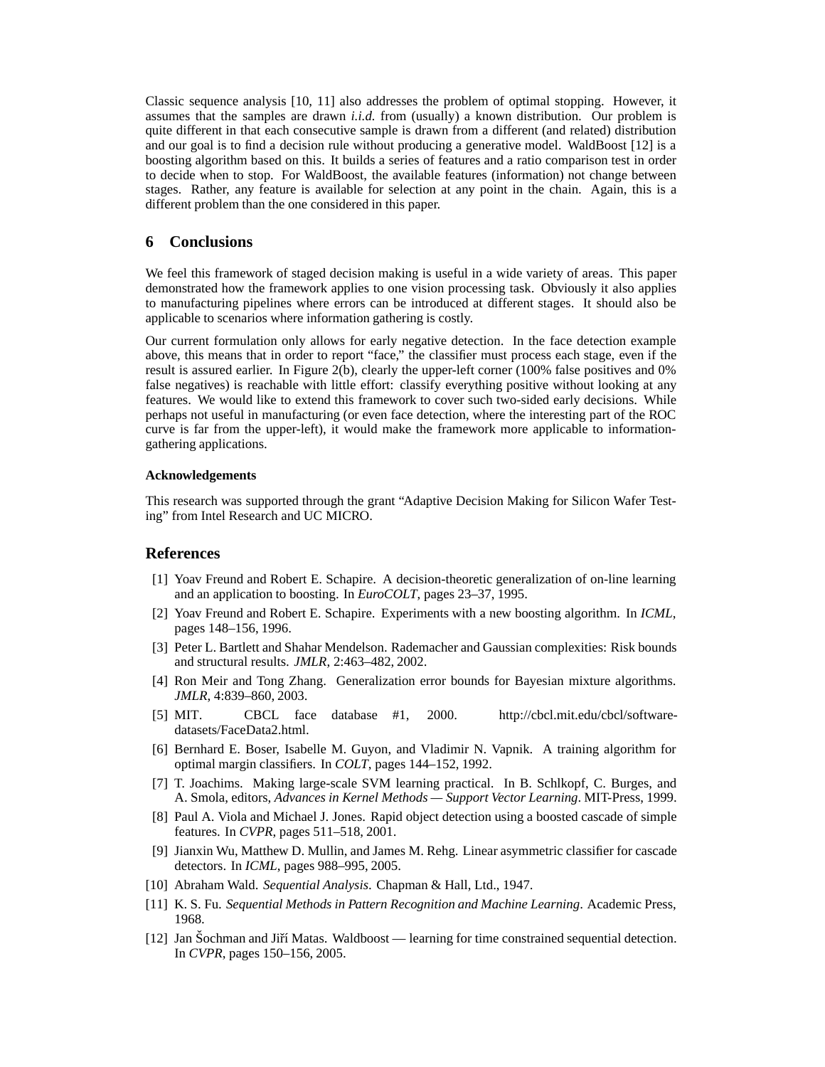Classic sequence analysis [10, 11] also addresses the problem of optimal stopping. However, it assumes that the samples are drawn *i.i.d.* from (usually) a known distribution. Our problem is quite different in that each consecutive sample is drawn from a different (and related) distribution and our goal is to find a decision rule without producing a generative model. WaldBoost [12] is a boosting algorithm based on this. It builds a series of features and a ratio comparison test in order to decide when to stop. For WaldBoost, the available features (information) not change between stages. Rather, any feature is available for selection at any point in the chain. Again, this is a different problem than the one considered in this paper.

## 6 Conclusions

We feel this framework of staged decision making is useful in a wide variety of areas. This paper demonstrated how the framework applies to one vision processing task. Obviously it also applies to manufacturing pipelines where errors can be introduced at different stages. It should also be applicable to scenarios where information gathering is costly.

Our current formulation only allows for early negative detection. In the face detection example above, this means that in order to report "face," the classifier must process each stage, even if the result is assured earlier. In Figure 2(b), clearly the upper-left corner (100% false positives and 0% false negatives) is reachable with little effort: classify everything positive without looking at any features. We would like to extend this framework to cover such two-sided early decisions. While perhaps not useful in manufacturing (or even face detection, where the interesting part of the ROC curve is far from the upper-left), it would make the framework more applicable to information-gathering applications.

#### Acknowledgements

This research was supported through the grant "Adaptive Decision Making for Silicon Wafer Testing" from Intel Research and UC MICRO.

## References

[1] Yoav Freund and Robert E. Schapire. A decision-theoretic generalization of on-line learning and an application to boosting. In *EuroCOLT*, pages 23–37, 1995.

[2] Yoav Freund and Robert E. Schapire. Experiments with a new boosting algorithm. In *ICML*, pages 148–156, 1996.

[3] Peter L. Bartlett and Shahar Mendelson. Rademacher and Gaussian complexities: Risk bounds and structural results. *JMLR*, 2:463–482, 2002.

[4] Ron Meir and Tong Zhang. Generalization error bounds for Bayesian mixture algorithms. *JMLR*, 4:839–860, 2003.

[5] MIT. CBCL face database #1, 2000. http://cbcl.mit.edu/cbcl/software-datasets/FaceData2.html.

[6] Bernhard E. Boser, Isabelle M. Guyon, and Vladimir N. Vapnik. A training algorithm for optimal margin classifiers. In *COLT*, pages 144–152, 1992.

[7] T. Joachims. Making large-scale SVM learning practical. In B. Schlkopf, C. Burges, and A. Smola, editors, *Advances in Kernel Methods — Support Vector Learning*. MIT-Press, 1999.

[8] Paul A. Viola and Michael J. Jones. Rapid object detection using a boosted cascade of simple features. In *CVPR*, pages 511–518, 2001.

[9] Jianxin Wu, Matthew D. Mullin, and James M. Rehg. Linear asymmetric classifier for cascade detectors. In *ICML*, pages 988–995, 2005.

[10] Abraham Wald. *Sequential Analysis*. Chapman & Hall, Ltd., 1947.

[11] K. S. Fu. *Sequential Methods in Pattern Recognition and Machine Learning*. Academic Press, 1968.

[12] Jan Šochman and Jiří Matas. Waldboost — learning for time constrained sequential detection. In *CVPR*, pages 150–156, 2005.